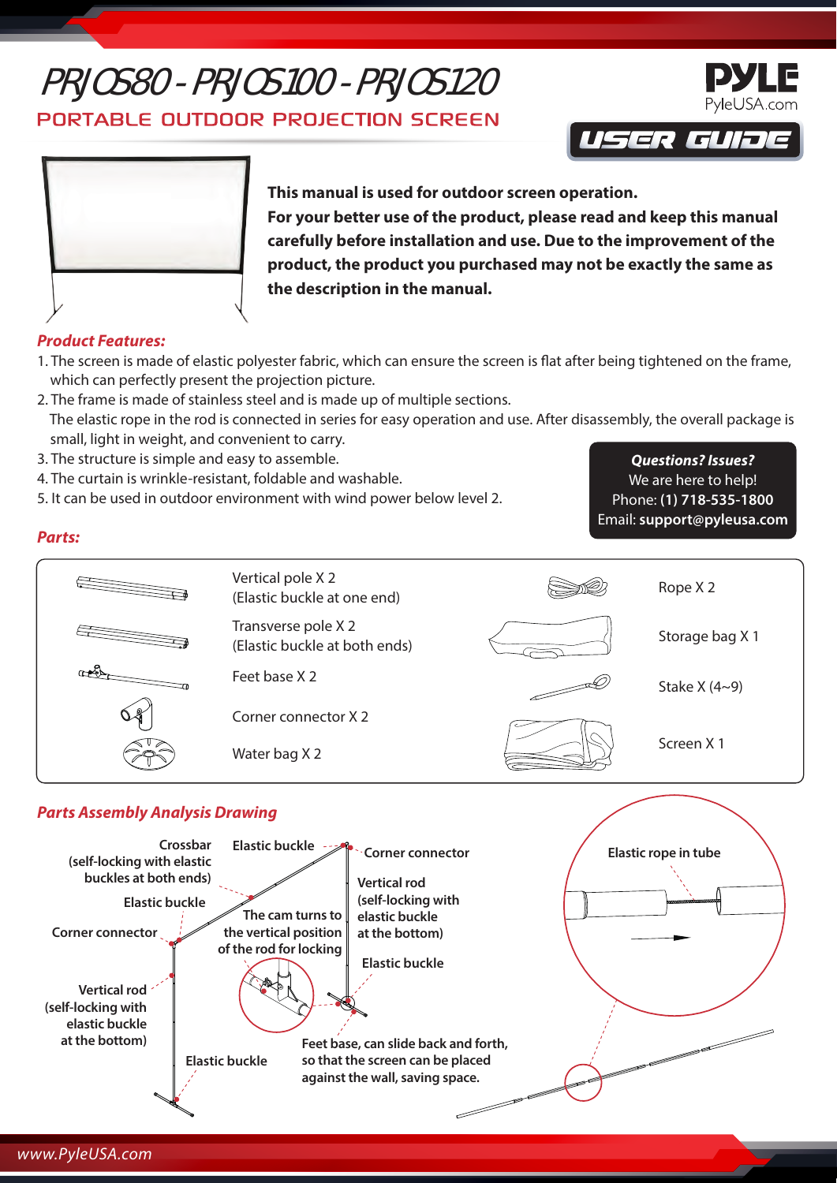# PRJOS80 - PRJOS100 - PRJOS120

## PORTABLE OUTDOOR PROJECTION SCREEN

PYLE
PyleUSA.com

USER GUIDE

**This manual is used for outdoor screen operation.**
**For your better use of the product, please read and keep this manual carefully before installation and use. Due to the improvement of the product, the product you purchased may not be exactly the same as the description in the manual.**

### *Product Features:*

1. The screen is made of elastic polyester fabric, which can ensure the screen is flat after being tightened on the frame, which can perfectly present the projection picture.
2. The frame is made of stainless steel and is made up of multiple sections.
   The elastic rope in the rod is connected in series for easy operation and use. After disassembly, the overall package is small, light in weight, and convenient to carry.
3. The structure is simple and easy to assemble.
4. The curtain is wrinkle-resistant, foldable and washable.
5. It can be used in outdoor environment with wind power below level 2.

***Questions? Issues?***
We are here to help!
Phone: **(1) 718-535-1800**
Email: **support@pyleusa.com**

### *Parts:*

| Part | Part |
|---|---|
| Vertical pole X 2 (Elastic buckle at one end) | Rope X 2 |
| Transverse pole X 2 (Elastic buckle at both ends) | Storage bag X 1 |
| Feet base X 2 | Stake X (4~9) |
| Corner connector X 2 | Screen X 1 |
| Water bag X 2 | |

### *Parts Assembly Analysis Drawing*

Crossbar (self-locking with elastic buckles at both ends)

Elastic buckle

Corner connector

Vertical rod (self-locking with elastic buckle at the bottom)

Elastic buckle

The cam turns to the vertical position of the rod for locking

Elastic buckle

Corner connector

Vertical rod (self-locking with elastic buckle at the bottom)

Elastic buckle

Feet base, can slide back and forth, so that the screen can be placed against the wall, saving space.

Elastic rope in tube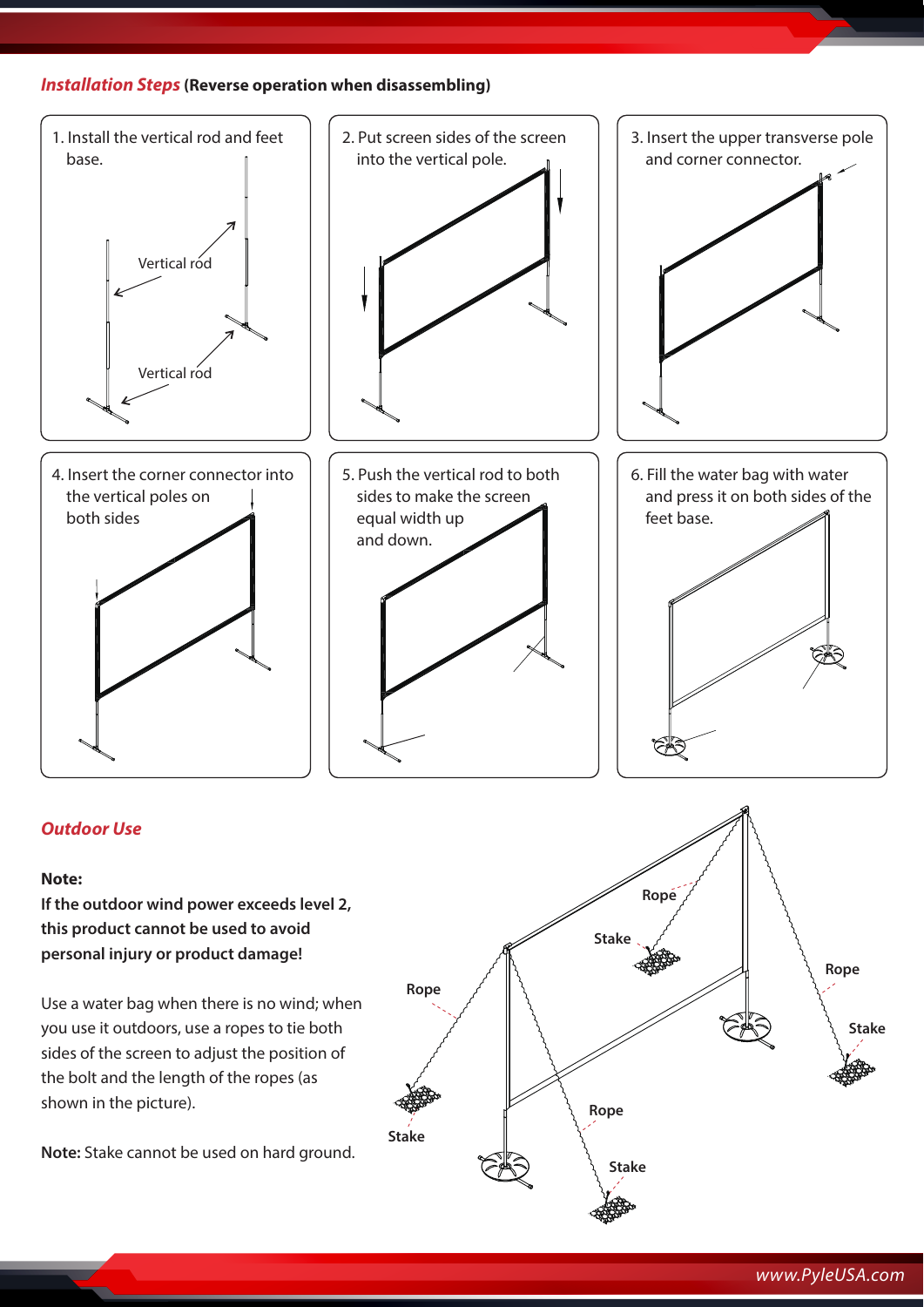## *Installation Steps* **(Reverse operation when disassembling)**

1. Install the vertical rod and feet base.

Vertical rod

Vertical rod

2. Put screen sides of the screen into the vertical pole.

3. Insert the upper transverse pole and corner connector.

4. Insert the corner connector into the vertical poles on both sides

5. Push the vertical rod to both sides to make the screen equal width up and down.

6. Fill the water bag with water and press it on both sides of the feet base.

## *Outdoor Use*

**Note:**

**If the outdoor wind power exceeds level 2, this product cannot be used to avoid personal injury or product damage!**

Use a water bag when there is no wind; when you use it outdoors, use a ropes to tie both sides of the screen to adjust the position of the bolt and the length of the ropes (as shown in the picture).

**Note:** Stake cannot be used on hard ground.

Rope

Stake

Rope

Stake

Rope

Stake

Rope

Stake

www.PyleUSA.com